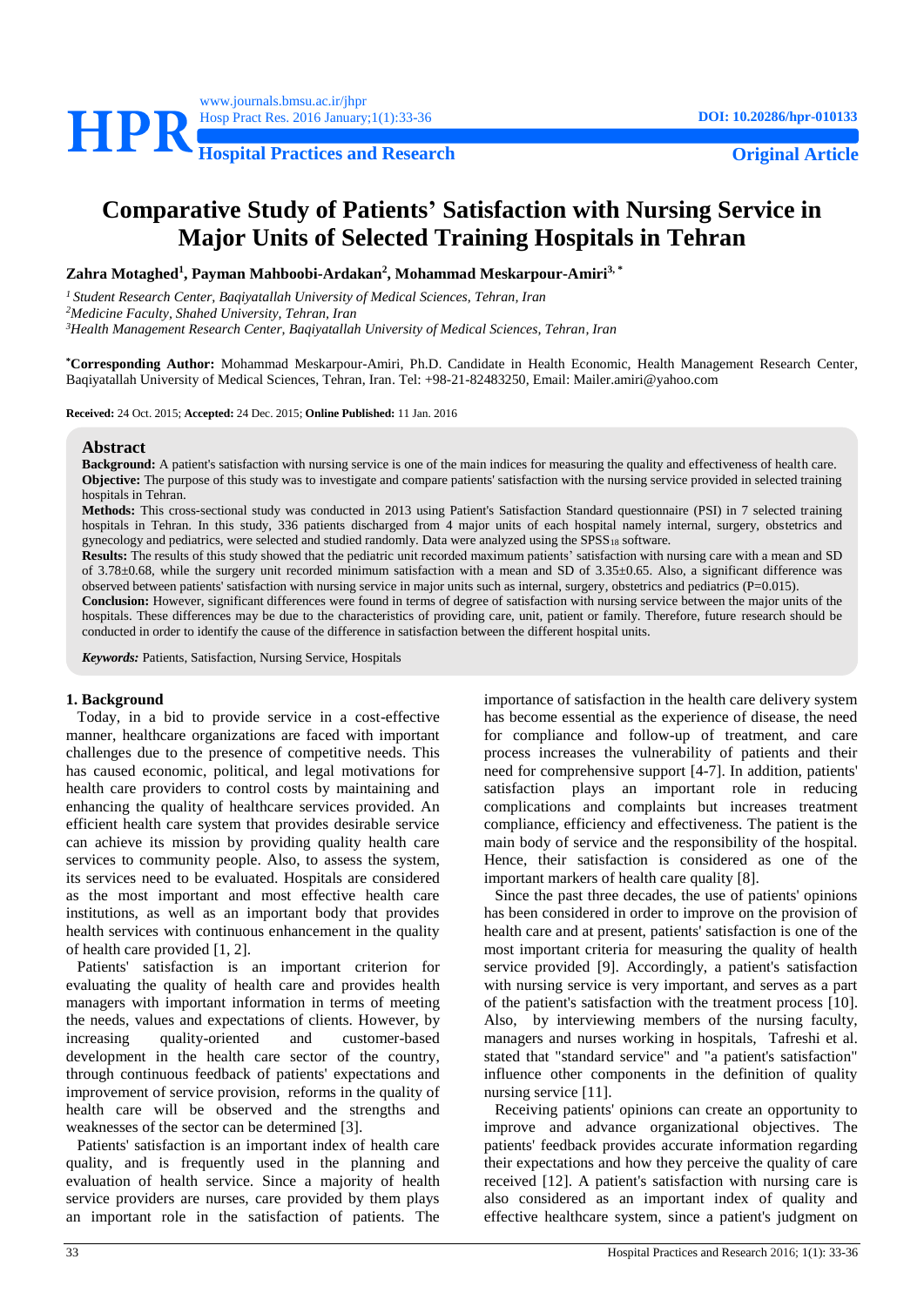# Comparative Study of Patients' Satisfaction with Nursing Service in Major Units of Selected Training Hospitals in Tehran

**Zahra Motaghed[1], Payman Mahboobi-Ardakan[2], Mohammad Meskarpour-Amiri[3,*]**

[1] *Student Research Center, Baqiyatallah University of Medical Sciences, Tehran, Iran*
[2] *Medicine Faculty, Shahed University, Tehran, Iran*
[3] *Health Management Research Center, Baqiyatallah University of Medical Sciences, Tehran, Iran*

**[*]Corresponding Author:** Mohammad Meskarpour-Amiri, Ph.D. Candidate in Health Economic, Health Management Research Center, Baqiyatallah University of Medical Sciences, Tehran, Iran. Tel: +98-21-82483250, Email: Mailer.amiri@yahoo.com

**Received:** 24 Oct. 2015; **Accepted:** 24 Dec. 2015; **Online Published:** 11 Jan. 2016

## Abstract

**Background:** A patient's satisfaction with nursing service is one of the main indices for measuring the quality and effectiveness of health care.
**Objective:** The purpose of this study was to investigate and compare patients' satisfaction with the nursing service provided in selected training hospitals in Tehran.
**Methods:** This cross-sectional study was conducted in 2013 using Patient's Satisfaction Standard questionnaire (PSI) in 7 selected training hospitals in Tehran. In this study, 336 patients discharged from 4 major units of each hospital namely internal, surgery, obstetrics and gynecology and pediatrics, were selected and studied randomly. Data were analyzed using the $SPSS_{18}$ software.
**Results:** The results of this study showed that the pediatric unit recorded maximum patients' satisfaction with nursing care with a mean and SD of 3.78±0.68, while the surgery unit recorded minimum satisfaction with a mean and SD of 3.35±0.65. Also, a significant difference was observed between patients' satisfaction with nursing service in major units such as internal, surgery, obstetrics and pediatrics (P=0.015).
**Conclusion:** However, significant differences were found in terms of degree of satisfaction with nursing service between the major units of the hospitals. These differences may be due to the characteristics of providing care, unit, patient or family. Therefore, future research should be conducted in order to identify the cause of the difference in satisfaction between the different hospital units.

***Keywords:*** Patients, Satisfaction, Nursing Service, Hospitals

## 1. Background

Today, in a bid to provide service in a cost-effective manner, healthcare organizations are faced with important challenges due to the presence of competitive needs. This has caused economic, political, and legal motivations for health care providers to control costs by maintaining and enhancing the quality of healthcare services provided. An efficient health care system that provides desirable service can achieve its mission by providing quality health care services to community people. Also, to assess the system, its services need to be evaluated. Hospitals are considered as the most important and most effective health care institutions, as well as an important body that provides health services with continuous enhancement in the quality of health care provided [1, 2].

Patients' satisfaction is an important criterion for evaluating the quality of health care and provides health managers with important information in terms of meeting the needs, values and expectations of clients. However, by increasing quality-oriented and customer-based development in the health care sector of the country, through continuous feedback of patients' expectations and improvement of service provision, reforms in the quality of health care will be observed and the strengths and weaknesses of the sector can be determined [3].

Patients' satisfaction is an important index of health care quality, and is frequently used in the planning and evaluation of health service. Since a majority of health service providers are nurses, care provided by them plays an important role in the satisfaction of patients. The importance of satisfaction in the health care delivery system has become essential as the experience of disease, the need for compliance and follow-up of treatment, and care process increases the vulnerability of patients and their need for comprehensive support [4-7]. In addition, patients' satisfaction plays an important role in reducing complications and complaints but increases treatment compliance, efficiency and effectiveness. The patient is the main body of service and the responsibility of the hospital. Hence, their satisfaction is considered as one of the important markers of health care quality [8].

Since the past three decades, the use of patients' opinions has been considered in order to improve on the provision of health care and at present, patients' satisfaction is one of the most important criteria for measuring the quality of health service provided [9]. Accordingly, a patient's satisfaction with nursing service is very important, and serves as a part of the patient's satisfaction with the treatment process [10]. Also, by interviewing members of the nursing faculty, managers and nurses working in hospitals, Tafreshi et al. stated that "standard service" and "a patient's satisfaction" influence other components in the definition of quality nursing service [11].

Receiving patients' opinions can create an opportunity to improve and advance organizational objectives. The patients' feedback provides accurate information regarding their expectations and how they perceive the quality of care received [12]. A patient's satisfaction with nursing care is also considered as an important index of quality and effective healthcare system, since a patient's judgment on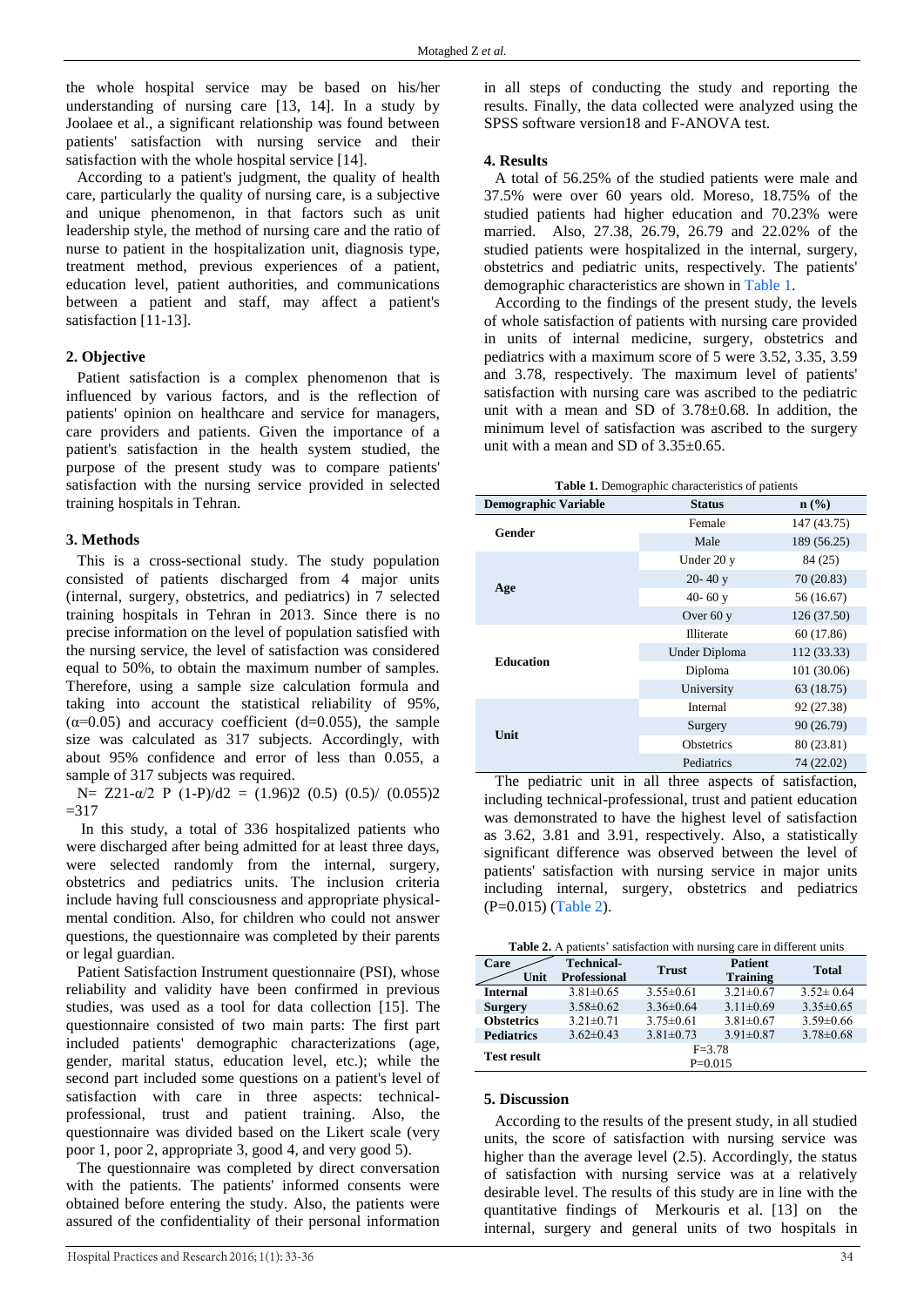the whole hospital service may be based on his/her understanding of nursing care [13, 14]. In a study by Joolaee et al., a significant relationship was found between patients' satisfaction with nursing service and their satisfaction with the whole hospital service [14].

According to a patient's judgment, the quality of health care, particularly the quality of nursing care, is a subjective and unique phenomenon, in that factors such as unit leadership style, the method of nursing care and the ratio of nurse to patient in the hospitalization unit, diagnosis type, treatment method, previous experiences of a patient, education level, patient authorities, and communications between a patient and staff, may affect a patient's satisfaction [11-13].

## 2. Objective

Patient satisfaction is a complex phenomenon that is influenced by various factors, and is the reflection of patients' opinion on healthcare and service for managers, care providers and patients. Given the importance of a patient's satisfaction in the health system studied, the purpose of the present study was to compare patients' satisfaction with the nursing service provided in selected training hospitals in Tehran.

## 3. Methods

This is a cross-sectional study. The study population consisted of patients discharged from 4 major units (internal, surgery, obstetrics, and pediatrics) in 7 selected training hospitals in Tehran in 2013. Since there is no precise information on the level of population satisfied with the nursing service, the level of satisfaction was considered equal to 50%, to obtain the maximum number of samples. Therefore, using a sample size calculation formula and taking into account the statistical reliability of 95%, ($\alpha$=0.05) and accuracy coefficient (d=0.055), the sample size was calculated as 317 subjects. Accordingly, with about 95% confidence and error of less than 0.055, a sample of 317 subjects was required.

$N= Z_{1-\alpha/2}\ P\ (1-P)/d^2 = (1.96)^2\ (0.5)\ (0.5)/\ (0.055)^2 = 317$

In this study, a total of 336 hospitalized patients who were discharged after being admitted for at least three days, were selected randomly from the internal, surgery, obstetrics and pediatrics units. The inclusion criteria include having full consciousness and appropriate physical-mental condition. Also, for children who could not answer questions, the questionnaire was completed by their parents or legal guardian.

Patient Satisfaction Instrument questionnaire (PSI), whose reliability and validity have been confirmed in previous studies, was used as a tool for data collection [15]. The questionnaire consisted of two main parts: The first part included patients' demographic characterizations (age, gender, marital status, education level, etc.); while the second part included some questions on a patient's level of satisfaction with care in three aspects: technical-professional, trust and patient training. Also, the questionnaire was divided based on the Likert scale (very poor 1, poor 2, appropriate 3, good 4, and very good 5).

The questionnaire was completed by direct conversation with the patients. The patients' informed consents were obtained before entering the study. Also, the patients were assured of the confidentiality of their personal information in all steps of conducting the study and reporting the results. Finally, the data collected were analyzed using the SPSS software version18 and F-ANOVA test.

## 4. Results

A total of 56.25% of the studied patients were male and 37.5% were over 60 years old. Moreso, 18.75% of the studied patients had higher education and 70.23% were married. Also, 27.38, 26.79, 26.79 and 22.02% of the studied patients were hospitalized in the internal, surgery, obstetrics and pediatric units, respectively. The patients' demographic characteristics are shown in Table 1.

According to the findings of the present study, the levels of whole satisfaction of patients with nursing care provided in units of internal medicine, surgery, obstetrics and pediatrics with a maximum score of 5 were 3.52, 3.35, 3.59 and 3.78, respectively. The maximum level of patients' satisfaction with nursing care was ascribed to the pediatric unit with a mean and SD of 3.78±0.68. In addition, the minimum level of satisfaction was ascribed to the surgery unit with a mean and SD of 3.35±0.65.

**Table 1.** Demographic characteristics of patients

| Demographic Variable | Status | n (%) |
|---|---|---|
| **Gender** | Female | 147 (43.75) |
| | Male | 189 (56.25) |
| **Age** | Under 20 y | 84 (25) |
| | 20- 40 y | 70 (20.83) |
| | 40- 60 y | 56 (16.67) |
| | Over 60 y | 126 (37.50) |
| **Education** | Illiterate | 60 (17.86) |
| | Under Diploma | 112 (33.33) |
| | Diploma | 101 (30.06) |
| | University | 63 (18.75) |
| **Unit** | Internal | 92 (27.38) |
| | Surgery | 90 (26.79) |
| | Obstetrics | 80 (23.81) |
| | Pediatrics | 74 (22.02) |

The pediatric unit in all three aspects of satisfaction, including technical-professional, trust and patient education was demonstrated to have the highest level of satisfaction as 3.62, 3.81 and 3.91, respectively. Also, a statistically significant difference was observed between the level of patients' satisfaction with nursing service in major units including internal, surgery, obstetrics and pediatrics (P=0.015) (Table 2).

**Table 2.** A patients' satisfaction with nursing care in different units

| Care / Unit | Technical-Professional | Trust | Patient Training | Total |
|---|---|---|---|---|
| **Internal** | 3.81±0.65 | 3.55±0.61 | 3.21±0.67 | 3.52± 0.64 |
| **Surgery** | 3.58±0.62 | 3.36±0.64 | 3.11±0.69 | 3.35±0.65 |
| **Obstetrics** | 3.21±0.71 | 3.75±0.61 | 3.81±0.67 | 3.59±0.66 |
| **Pediatrics** | 3.62±0.43 | 3.81±0.73 | 3.91±0.87 | 3.78±0.68 |
| **Test result** | F=3.78 P=0.015 | | | |

## 5. Discussion

According to the results of the present study, in all studied units, the score of satisfaction with nursing service was higher than the average level (2.5). Accordingly, the status of satisfaction with nursing service was at a relatively desirable level. The results of this study are in line with the quantitative findings of Merkouris et al. [13] on the internal, surgery and general units of two hospitals in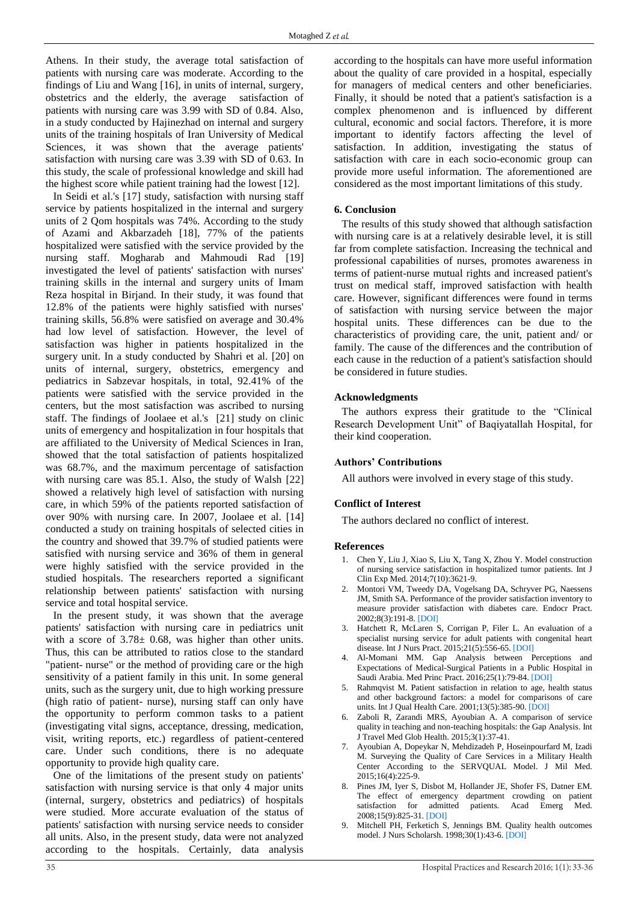Athens. In their study, the average total satisfaction of patients with nursing care was moderate. According to the findings of Liu and Wang [16], in units of internal, surgery, obstetrics and the elderly, the average satisfaction of patients with nursing care was 3.99 with SD of 0.84. Also, in a study conducted by Hajinezhad on internal and surgery units of the training hospitals of Iran University of Medical Sciences, it was shown that the average patients' satisfaction with nursing care was 3.39 with SD of 0.63. In this study, the scale of professional knowledge and skill had the highest score while patient training had the lowest [12].

In Seidi et al.'s [17] study, satisfaction with nursing staff service by patients hospitalized in the internal and surgery units of 2 Qom hospitals was 74%. According to the study of Azami and Akbarzadeh [18], 77% of the patients hospitalized were satisfied with the service provided by the nursing staff. Mogharab and Mahmoudi Rad [19] investigated the level of patients' satisfaction with nurses' training skills in the internal and surgery units of Imam Reza hospital in Birjand. In their study, it was found that 12.8% of the patients were highly satisfied with nurses' training skills, 56.8% were satisfied on average and 30.4% had low level of satisfaction. However, the level of satisfaction was higher in patients hospitalized in the surgery unit. In a study conducted by Shahri et al. [20] on units of internal, surgery, obstetrics, emergency and pediatrics in Sabzevar hospitals, in total, 92.41% of the patients were satisfied with the service provided in the centers, but the most satisfaction was ascribed to nursing staff. The findings of Joolaee et al.'s [21] study on clinic units of emergency and hospitalization in four hospitals that are affiliated to the University of Medical Sciences in Iran, showed that the total satisfaction of patients hospitalized was 68.7%, and the maximum percentage of satisfaction with nursing care was 85.1. Also, the study of Walsh [22] showed a relatively high level of satisfaction with nursing care, in which 59% of the patients reported satisfaction of over 90% with nursing care. In 2007, Joolaee et al. [14] conducted a study on training hospitals of selected cities in the country and showed that 39.7% of studied patients were satisfied with nursing service and 36% of them in general were highly satisfied with the service provided in the studied hospitals. The researchers reported a significant relationship between patients' satisfaction with nursing service and total hospital service.

In the present study, it was shown that the average patients' satisfaction with nursing care in pediatrics unit with a score of 3.78± 0.68, was higher than other units. Thus, this can be attributed to ratios close to the standard "patient- nurse" or the method of providing care or the high sensitivity of a patient family in this unit. In some general units, such as the surgery unit, due to high working pressure (high ratio of patient- nurse), nursing staff can only have the opportunity to perform common tasks to a patient (investigating vital signs, acceptance, dressing, medication, visit, writing reports, etc.) regardless of patient-centered care. Under such conditions, there is no adequate opportunity to provide high quality care.

One of the limitations of the present study on patients' satisfaction with nursing service is that only 4 major units (internal, surgery, obstetrics and pediatrics) of hospitals were studied. More accurate evaluation of the status of patients' satisfaction with nursing service needs to consider all units. Also, in the present study, data were not analyzed according to the hospitals. Certainly, data analysis according to the hospitals can have more useful information about the quality of care provided in a hospital, especially for managers of medical centers and other beneficiaries. Finally, it should be noted that a patient's satisfaction is a complex phenomenon and is influenced by different cultural, economic and social factors. Therefore, it is more important to identify factors affecting the level of satisfaction. In addition, investigating the status of satisfaction with care in each socio-economic group can provide more useful information. The aforementioned are considered as the most important limitations of this study.

## 6. Conclusion

The results of this study showed that although satisfaction with nursing care is at a relatively desirable level, it is still far from complete satisfaction. Increasing the technical and professional capabilities of nurses, promotes awareness in terms of patient-nurse mutual rights and increased patient's trust on medical staff, improved satisfaction with health care. However, significant differences were found in terms of satisfaction with nursing service between the major hospital units. These differences can be due to the characteristics of providing care, the unit, patient and/ or family. The cause of the differences and the contribution of each cause in the reduction of a patient's satisfaction should be considered in future studies.

## Acknowledgments

The authors express their gratitude to the "Clinical Research Development Unit" of Baqiyatallah Hospital, for their kind cooperation.

## Authors' Contributions

All authors were involved in every stage of this study.

## Conflict of Interest

The authors declared no conflict of interest.

## References

1. Chen Y, Liu J, Xiao S, Liu X, Tang X, Zhou Y. Model construction of nursing service satisfaction in hospitalized tumor patients. Int J Clin Exp Med. 2014;7(10):3621-9.
2. Montori VM, Tweedy DA, Vogelsang DA, Schryver PG, Naessens JM, Smith SA. Performance of the provider satisfaction inventory to measure provider satisfaction with diabetes care. Endocr Pract. 2002;8(3):191-8. [DOI]
3. Hatchett R, McLaren S, Corrigan P, Filer L. An evaluation of a specialist nursing service for adult patients with congenital heart disease. Int J Nurs Pract. 2015;21(5):556-65. [DOI]
4. Al-Momani MM. Gap Analysis between Perceptions and Expectations of Medical-Surgical Patients in a Public Hospital in Saudi Arabia. Med Princ Pract. 2016;25(1):79-84. [DOI]
5. Rahmqvist M. Patient satisfaction in relation to age, health status and other background factors: a model for comparisons of care units. Int J Qual Health Care. 2001;13(5):385-90. [DOI]
6. Zaboli R, Zarandi MRS, Ayoubian A. A comparison of service quality in teaching and non-teaching hospitals: the Gap Analysis. Int J Travel Med Glob Health. 2015;3(1):37-41.
7. Ayoubian A, Dopeykar N, Mehdizadeh P, Hoseinpourfard M, Izadi M. Surveying the Quality of Care Services in a Military Health Center According to the SERVQUAL Model. J Mil Med. 2015;16(4):225-9.
8. Pines JM, Iyer S, Disbot M, Hollander JE, Shofer FS, Datner EM. The effect of emergency department crowding on patient satisfaction for admitted patients. Acad Emerg Med. 2008;15(9):825-31. [DOI]
9. Mitchell PH, Ferketich S, Jennings BM. Quality health outcomes model. J Nurs Scholarsh. 1998;30(1):43-6. [DOI]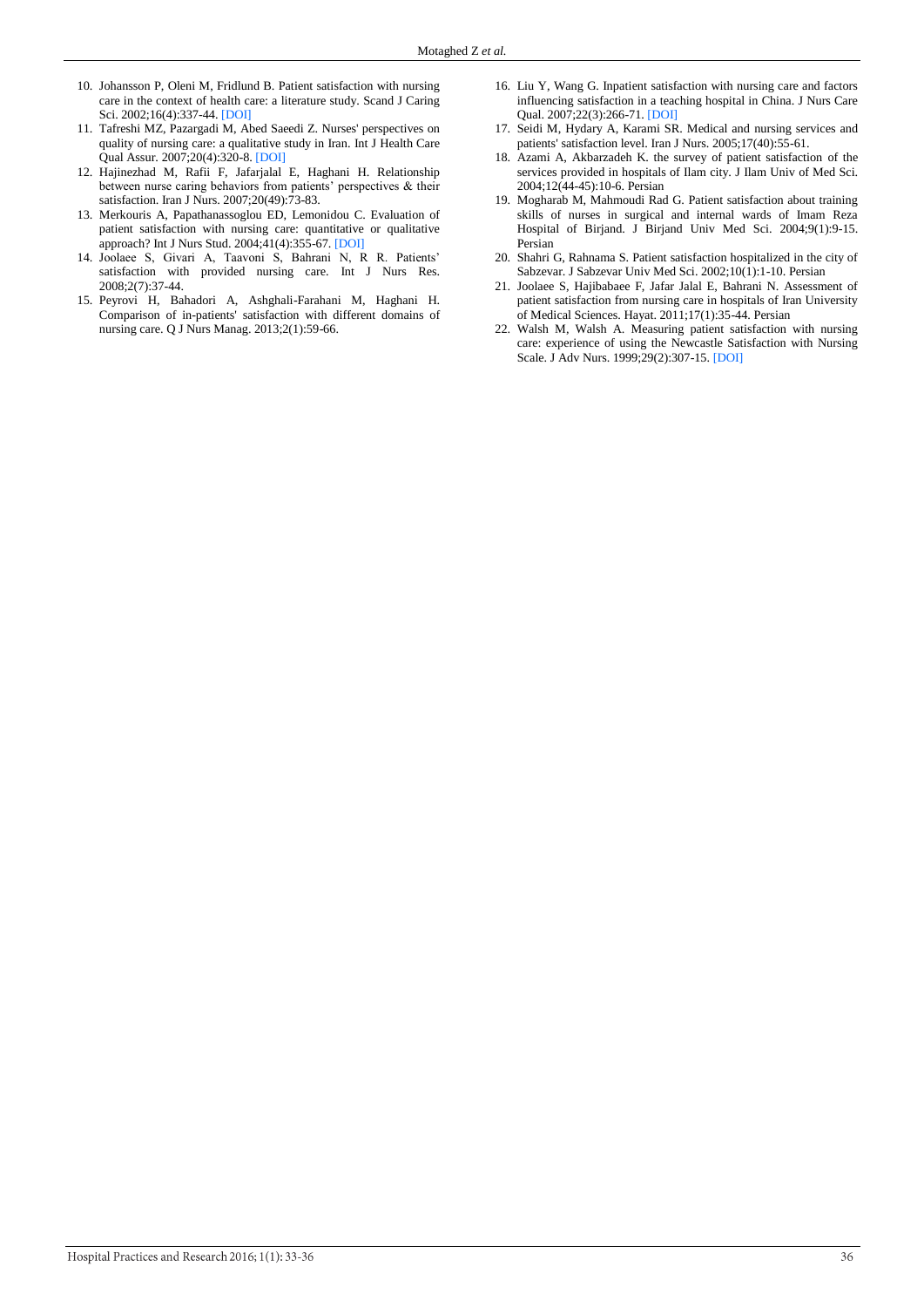10. Johansson P, Oleni M, Fridlund B. Patient satisfaction with nursing care in the context of health care: a literature study. Scand J Caring Sci. 2002;16(4):337-44. [DOI]
11. Tafreshi MZ, Pazargadi M, Abed Saeedi Z. Nurses' perspectives on quality of nursing care: a qualitative study in Iran. Int J Health Care Qual Assur. 2007;20(4):320-8. [DOI]
12. Hajinezhad M, Rafii F, Jafarjalal E, Haghani H. Relationship between nurse caring behaviors from patients' perspectives & their satisfaction. Iran J Nurs. 2007;20(49):73-83.
13. Merkouris A, Papathanassoglou ED, Lemonidou C. Evaluation of patient satisfaction with nursing care: quantitative or qualitative approach? Int J Nurs Stud. 2004;41(4):355-67. [DOI]
14. Joolaee S, Givari A, Taavoni S, Bahrani N, R R. Patients' satisfaction with provided nursing care. Int J Nurs Res. 2008;2(7):37-44.
15. Peyrovi H, Bahadori A, Ashghali-Farahani M, Haghani H. Comparison of in-patients' satisfaction with different domains of nursing care. Q J Nurs Manag. 2013;2(1):59-66.
16. Liu Y, Wang G. Inpatient satisfaction with nursing care and factors influencing satisfaction in a teaching hospital in China. J Nurs Care Qual. 2007;22(3):266-71. [DOI]
17. Seidi M, Hydary A, Karami SR. Medical and nursing services and patients' satisfaction level. Iran J Nurs. 2005;17(40):55-61.
18. Azami A, Akbarzadeh K. the survey of patient satisfaction of the services provided in hospitals of Ilam city. J Ilam Univ of Med Sci. 2004;12(44-45):10-6. Persian
19. Mogharab M, Mahmoudi Rad G. Patient satisfaction about training skills of nurses in surgical and internal wards of Imam Reza Hospital of Birjand. J Birjand Univ Med Sci. 2004;9(1):9-15. Persian
20. Shahri G, Rahnama S. Patient satisfaction hospitalized in the city of Sabzevar. J Sabzevar Univ Med Sci. 2002;10(1):1-10. Persian
21. Joolaee S, Hajibabaee F, Jafar Jalal E, Bahrani N. Assessment of patient satisfaction from nursing care in hospitals of Iran University of Medical Sciences. Hayat. 2011;17(1):35-44. Persian
22. Walsh M, Walsh A. Measuring patient satisfaction with nursing care: experience of using the Newcastle Satisfaction with Nursing Scale. J Adv Nurs. 1999;29(2):307-15. [DOI]